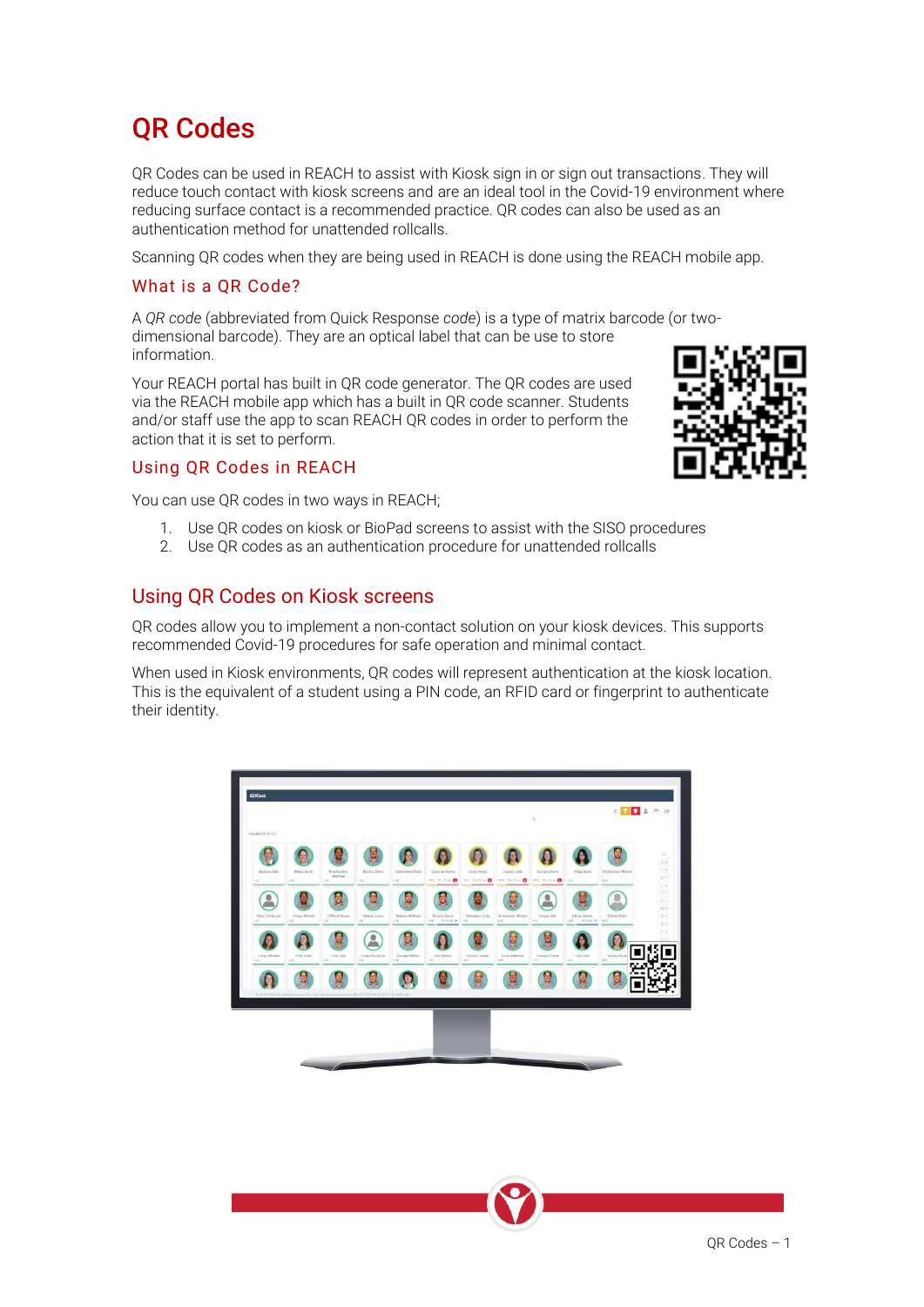# QR Codes

QR Codes can be used in REACH to assist with Kiosk sign in or sign out transactions. They will reduce touch contact with kiosk screens and are an ideal tool in the Covid-19 environment where reducing surface contact is a recommended practice. QR codes can also be used as an authentication method for unattended rollcalls.

Scanning QR codes when they are being used in REACH is done using the REACH mobile app.

## What is a QR Code?

A *QR code* (abbreviated from Quick Response *code*) is a type of matrix barcode (or two-dimensional barcode). They are an optical label that can be use to store information.

Your REACH portal has built in QR code generator. The QR codes are used via the REACH mobile app which has a built in QR code scanner. Students and/or staff use the app to scan REACH QR codes in order to perform the action that it is set to perform.

## Using QR Codes in REACH

You can use QR codes in two ways in REACH;

1. Use QR codes on kiosk or BioPad screens to assist with the SISO procedures
2. Use QR codes as an authentication procedure for unattended rollcalls

# Using QR Codes on Kiosk screens

QR codes allow you to implement a non-contact solution on your kiosk devices. This supports recommended Covid-19 procedures for safe operation and minimal contact.

When used in Kiosk environments, QR codes will represent authentication at the kiosk location. This is the equivalent of a student using a PIN code, an RFID card or fingerprint to authenticate their identity.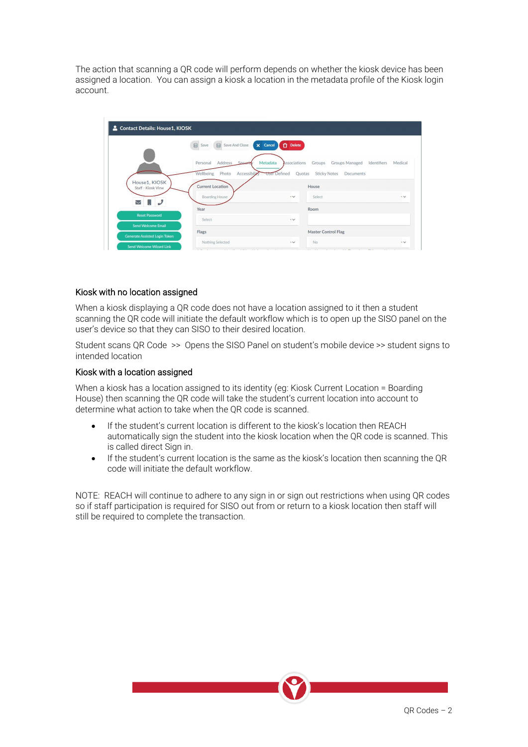The action that scanning a QR code will perform depends on whether the kiosk device has been assigned a location. You can assign a kiosk a location in the metadata profile of the Kiosk login account.

### Kiosk with no location assigned

When a kiosk displaying a QR code does not have a location assigned to it then a student scanning the QR code will initiate the default workflow which is to open up the SISO panel on the user's device so that they can SISO to their desired location.

Student scans QR Code >> Opens the SISO Panel on student's mobile device >> student signs to intended location

### Kiosk with a location assigned

When a kiosk has a location assigned to its identity (eg: Kiosk Current Location = Boarding House) then scanning the QR code will take the student's current location into account to determine what action to take when the QR code is scanned.

- If the student's current location is different to the kiosk's location then REACH automatically sign the student into the kiosk location when the QR code is scanned. This is called direct Sign in.
- If the student's current location is the same as the kiosk's location then scanning the QR code will initiate the default workflow.

NOTE: REACH will continue to adhere to any sign in or sign out restrictions when using QR codes so if staff participation is required for SISO out from or return to a kiosk location then staff will still be required to complete the transaction.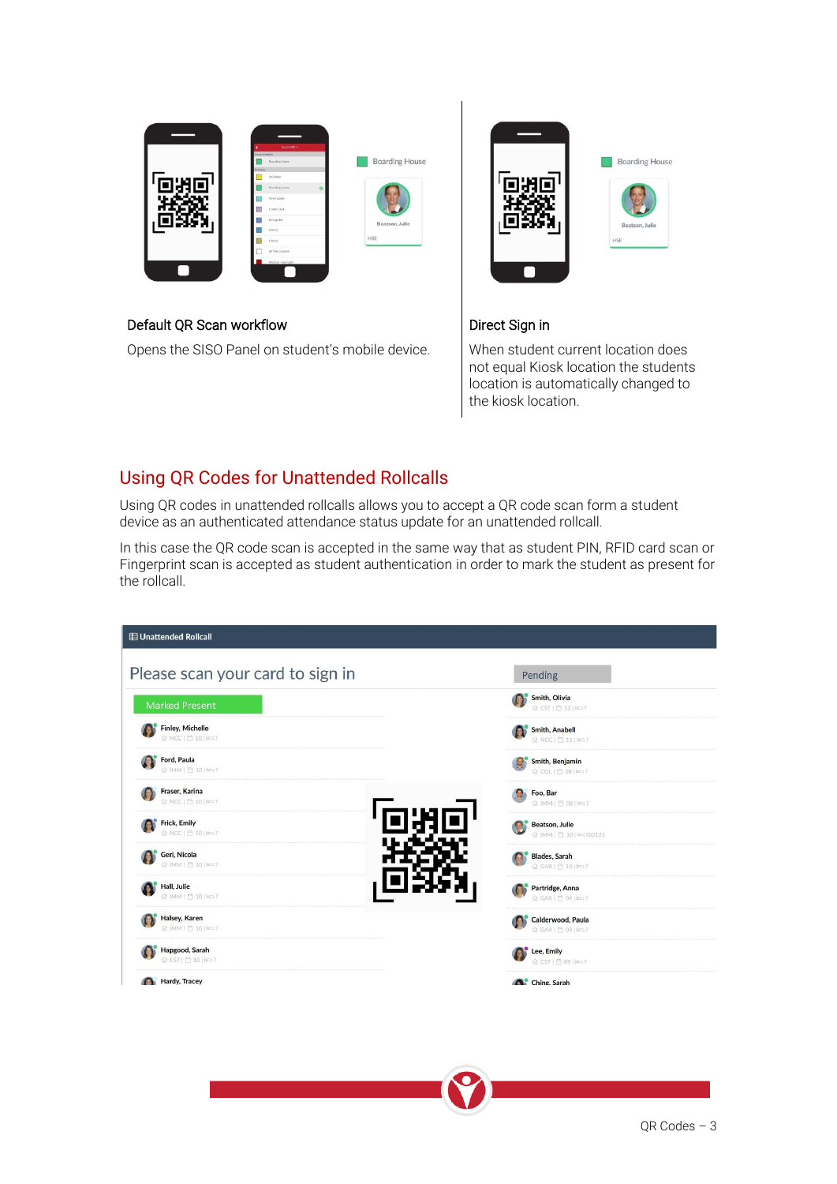Default QR Scan workflow

Opens the SISO Panel on student's mobile device.

Direct Sign in

When student current location does not equal Kiosk location the students location is automatically changed to the kiosk location.

## Using QR Codes for Unattended Rollcalls

Using QR codes in unattended rollcalls allows you to accept a QR code scan form a student device as an authenticated attendance status update for an unattended rollcall.

In this case the QR code scan is accepted in the same way that as student PIN, RFID card scan or Fingerprint scan is accepted as student authentication in order to mark the student as present for the rollcall.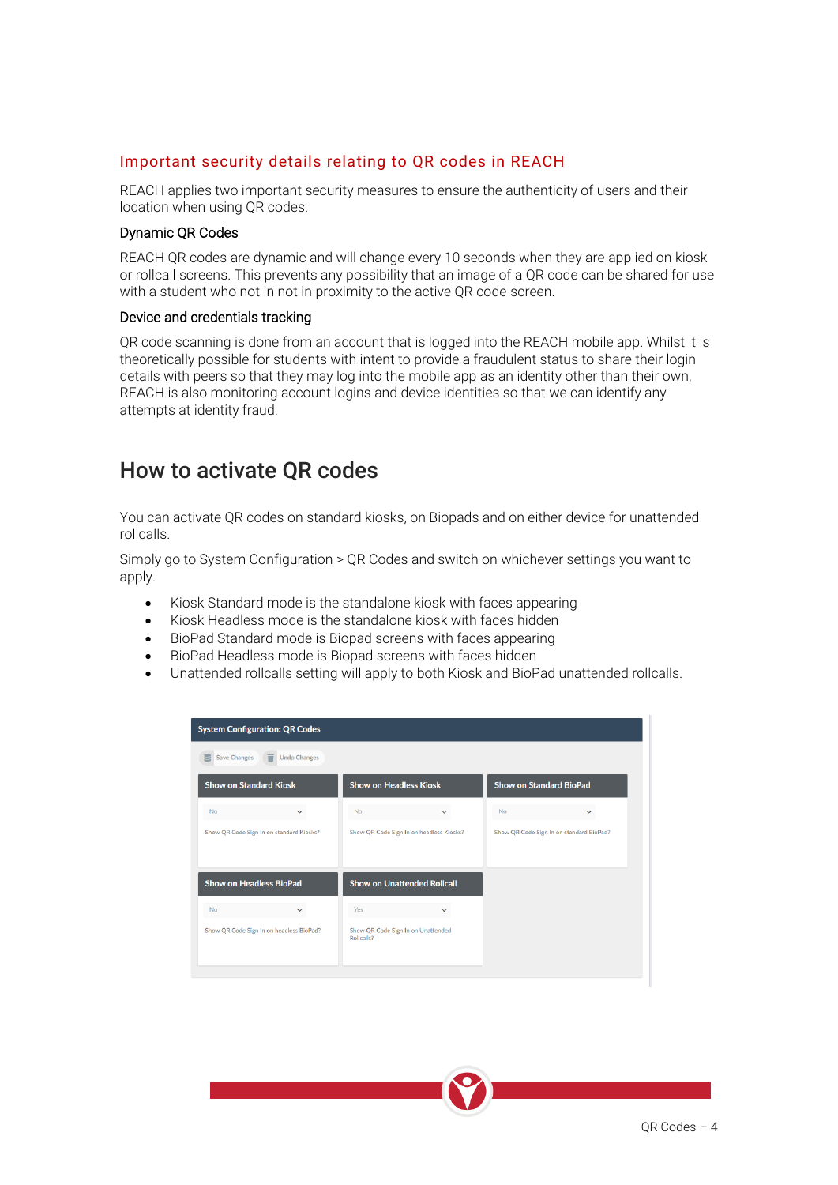## Important security details relating to QR codes in REACH

REACH applies two important security measures to ensure the authenticity of users and their location when using QR codes.

### Dynamic QR Codes

REACH QR codes are dynamic and will change every 10 seconds when they are applied on kiosk or rollcall screens. This prevents any possibility that an image of a QR code can be shared for use with a student who not in not in proximity to the active QR code screen.

### Device and credentials tracking

QR code scanning is done from an account that is logged into the REACH mobile app. Whilst it is theoretically possible for students with intent to provide a fraudulent status to share their login details with peers so that they may log into the mobile app as an identity other than their own, REACH is also monitoring account logins and device identities so that we can identify any attempts at identity fraud.

# How to activate QR codes

You can activate QR codes on standard kiosks, on Biopads and on either device for unattended rollcalls.

Simply go to System Configuration > QR Codes and switch on whichever settings you want to apply.

- Kiosk Standard mode is the standalone kiosk with faces appearing
- Kiosk Headless mode is the standalone kiosk with faces hidden
- BioPad Standard mode is Biopad screens with faces appearing
- BioPad Headless mode is Biopad screens with faces hidden
- Unattended rollcalls setting will apply to both Kiosk and BioPad unattended rollcalls.

System Configuration: QR Codes

Save Changes   Undo Changes

Show on Standard Kiosk
No
Show QR Code Sign In on standard Kiosks?

Show on Headless Kiosk
No
Show QR Code Sign In on headless Kiosks?

Show on Standard BioPad
No
Show QR Code Sign In on standard BioPad?

Show on Headless BioPad
No
Show QR Code Sign In on headless BioPad?

Show on Unattended Rollcall
Yes
Show QR Code Sign In on Unattended Rollcalls?